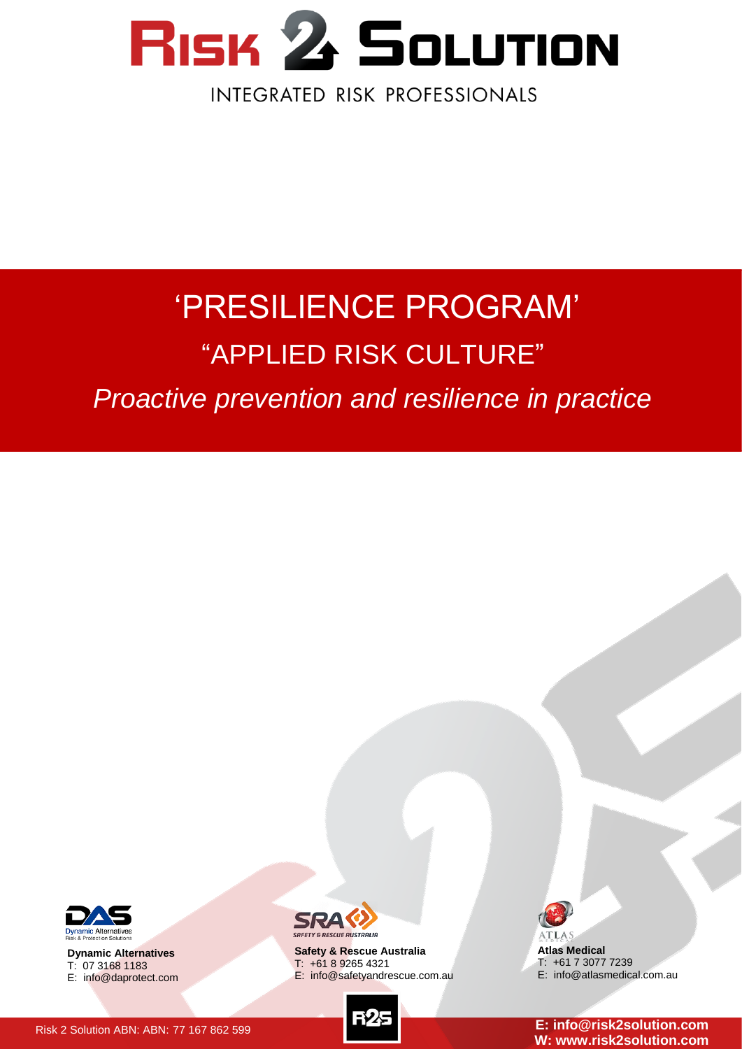# RISK 2 SOLUTION

INTEGRATED RISK PROFESSIONALS

# 'PRESILIENCE PROGRAM'

## "APPLIED RISK CULTURE"

*Proactive prevention and resilience in practice*

**Dynamic Alternatives**
T: 07 3168 1183
E: info@daprotect.com

**Safety & Rescue Australia**
T: +61 8 9265 4321
E: info@safetyandrescue.com.au

**Atlas Medical**
T: +61 7 3077 7239
E: info@atlasmedical.com.au

Risk 2 Solution ABN: ABN: 77 167 862 599

**E: info@risk2solution.com**
**W: www.risk2solution.com**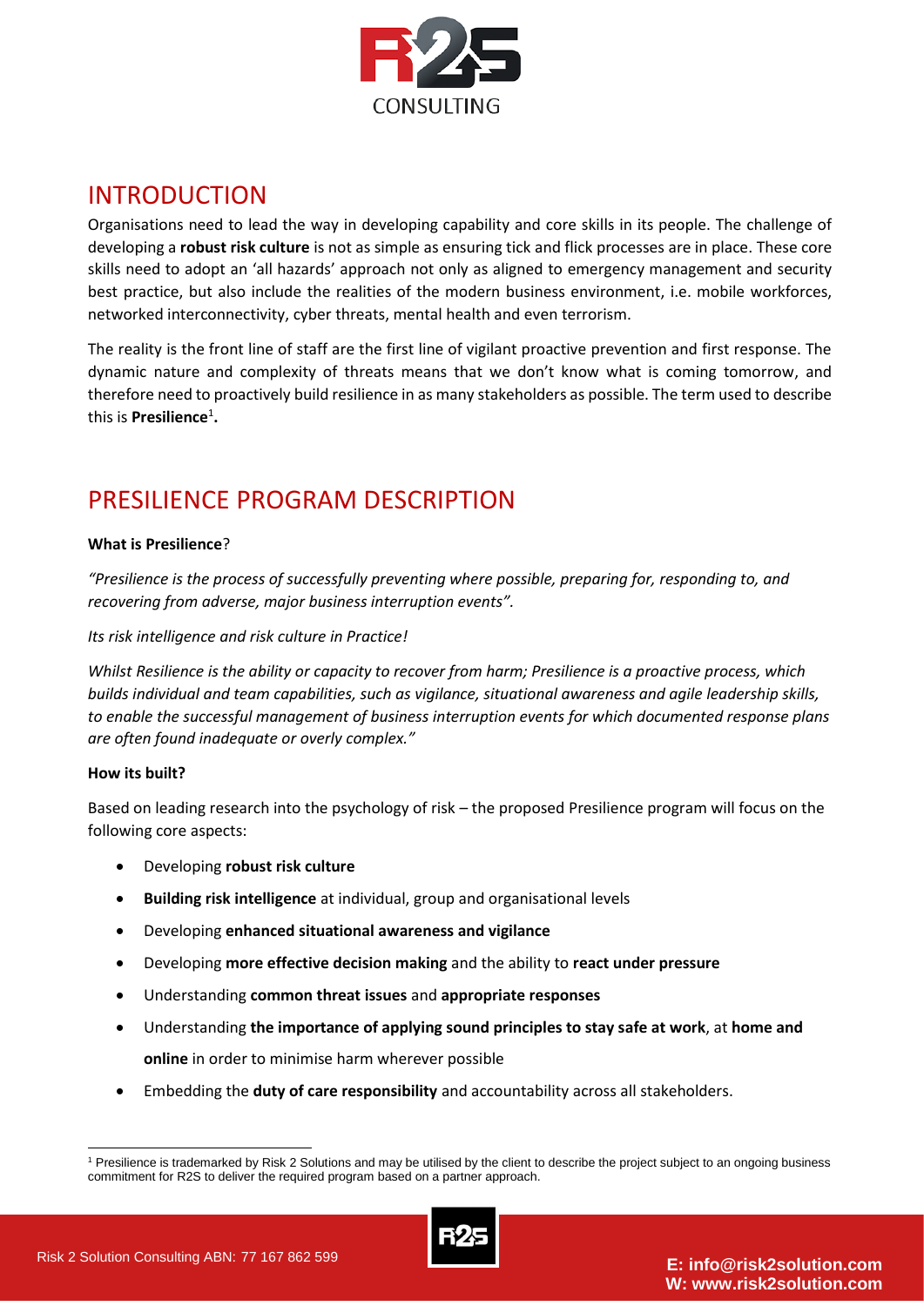# INTRODUCTION

Organisations need to lead the way in developing capability and core skills in its people. The challenge of developing a **robust risk culture** is not as simple as ensuring tick and flick processes are in place. These core skills need to adopt an 'all hazards' approach not only as aligned to emergency management and security best practice, but also include the realities of the modern business environment, i.e. mobile workforces, networked interconnectivity, cyber threats, mental health and even terrorism.

The reality is the front line of staff are the first line of vigilant proactive prevention and first response. The dynamic nature and complexity of threats means that we don't know what is coming tomorrow, and therefore need to proactively build resilience in as many stakeholders as possible. The term used to describe this is **Presilience**[1]**.**

# PRESILIENCE PROGRAM DESCRIPTION

**What is Presilience**?

*"Presilience is the process of successfully preventing where possible, preparing for, responding to, and recovering from adverse, major business interruption events".*

*Its risk intelligence and risk culture in Practice!*

*Whilst Resilience is the ability or capacity to recover from harm; Presilience is a proactive process, which builds individual and team capabilities, such as vigilance, situational awareness and agile leadership skills, to enable the successful management of business interruption events for which documented response plans are often found inadequate or overly complex."*

**How its built?**

Based on leading research into the psychology of risk – the proposed Presilience program will focus on the following core aspects:

- Developing **robust risk culture**
- **Building risk intelligence** at individual, group and organisational levels
- Developing **enhanced situational awareness and vigilance**
- Developing **more effective decision making** and the ability to **react under pressure**
- Understanding **common threat issues** and **appropriate responses**
- Understanding **the importance of applying sound principles to stay safe at work**, at **home and online** in order to minimise harm wherever possible
- Embedding the **duty of care responsibility** and accountability across all stakeholders.

[1] Presilience is trademarked by Risk 2 Solutions and may be utilised by the client to describe the project subject to an ongoing business commitment for R2S to deliver the required program based on a partner approach.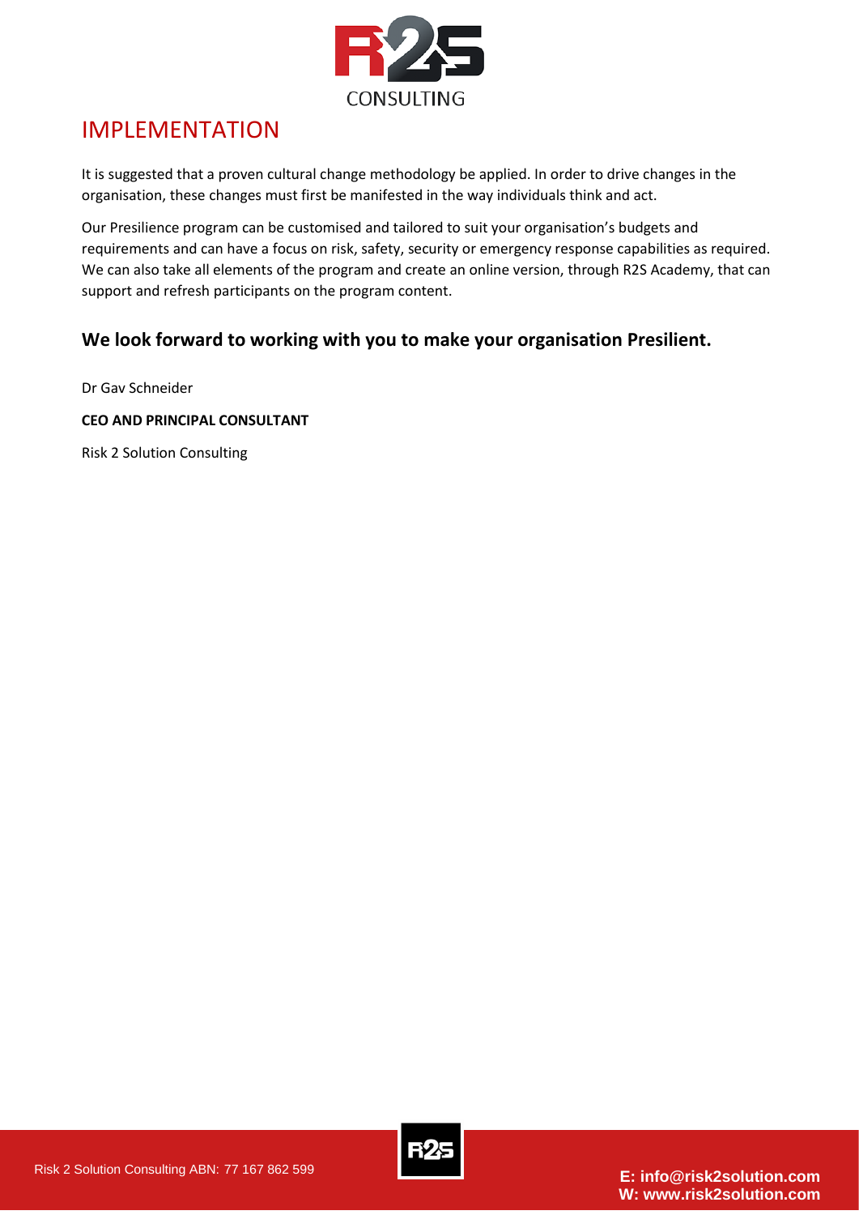## IMPLEMENTATION

It is suggested that a proven cultural change methodology be applied. In order to drive changes in the organisation, these changes must first be manifested in the way individuals think and act.

Our Presilience program can be customised and tailored to suit your organisation's budgets and requirements and can have a focus on risk, safety, security or emergency response capabilities as required. We can also take all elements of the program and create an online version, through R2S Academy, that can support and refresh participants on the program content.

### We look forward to working with you to make your organisation Presilient.

Dr Gav Schneider

**CEO AND PRINCIPAL CONSULTANT**

Risk 2 Solution Consulting